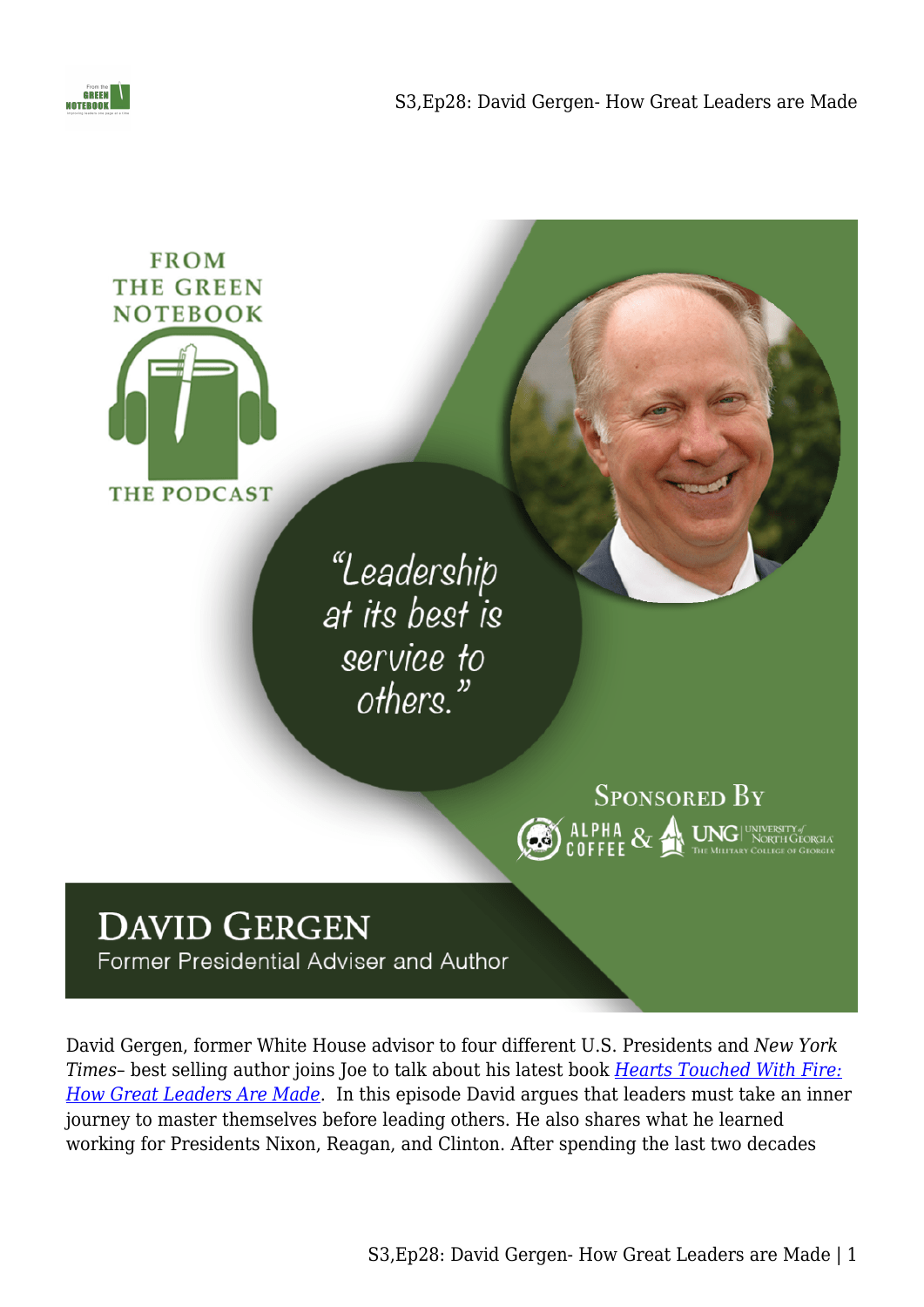FROM THE GREEN NOTEBOOK

THE PODCAST

"Leadership at its best is service to others."

SPONSORED BY

ALPHA COFFEE & UNG UNIVERSITY of NORTH GEORGIA THE MILITARY COLLEGE OF GEORGIA

# DAVID GERGEN

Former Presidential Adviser and Author

David Gergen, former White House advisor to four different U.S. Presidents and *New York Times*– best selling author joins Joe to talk about his latest book *Hearts Touched With Fire: How Great Leaders Are Made*. In this episode David argues that leaders must take an inner journey to master themselves before leading others. He also shares what he learned working for Presidents Nixon, Reagan, and Clinton. After spending the last two decades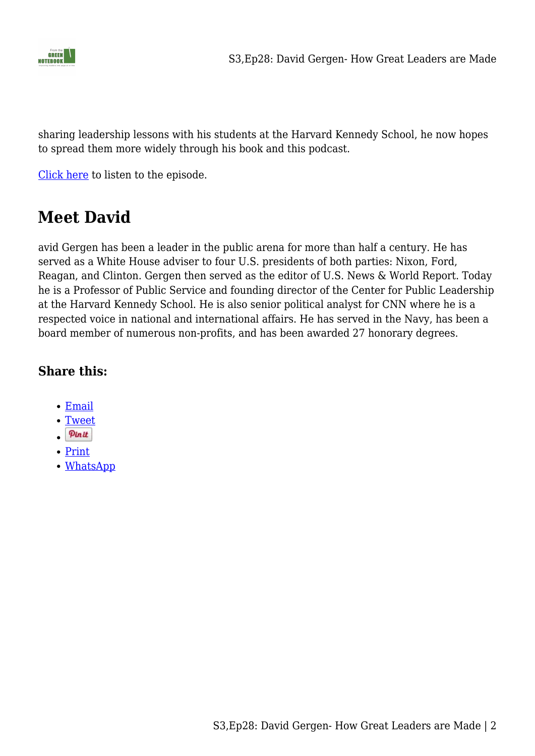sharing leadership lessons with his students at the Harvard Kennedy School, he now hopes to spread them more widely through his book and this podcast.

[Click here](#) to listen to the episode.

## Meet David

avid Gergen has been a leader in the public arena for more than half a century. He has served as a White House adviser to four U.S. presidents of both parties: Nixon, Ford, Reagan, and Clinton. Gergen then served as the editor of U.S. News & World Report. Today he is a Professor of Public Service and founding director of the Center for Public Leadership at the Harvard Kennedy School. He is also senior political analyst for CNN where he is a respected voice in national and international affairs. He has served in the Navy, has been a board member of numerous non-profits, and has been awarded 27 honorary degrees.

### Share this:

- Email
- Tweet
- Pin it
- Print
- WhatsApp